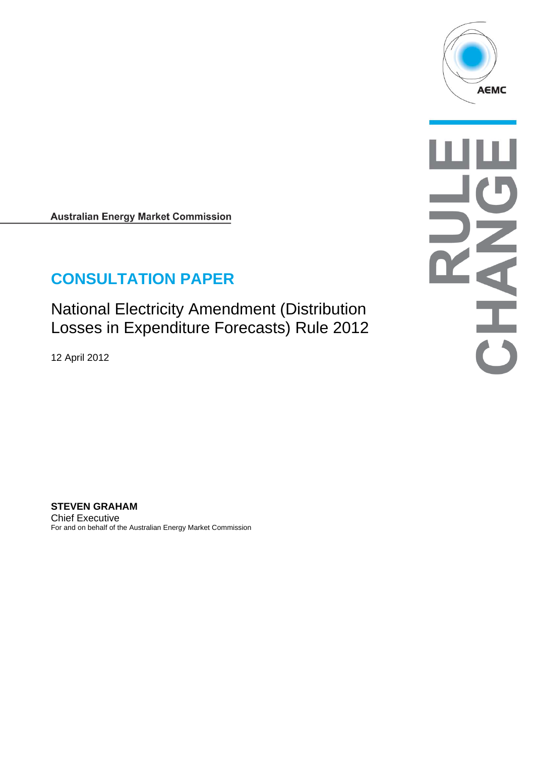Australian Energy Market Commission

# CONSULTATION PAPER

## National Electricity Amendment (Distribution Losses in Expenditure Forecasts) Rule 2012

12 April 2012

**STEVEN GRAHAM**
Chief Executive
For and on behalf of the Australian Energy Market Commission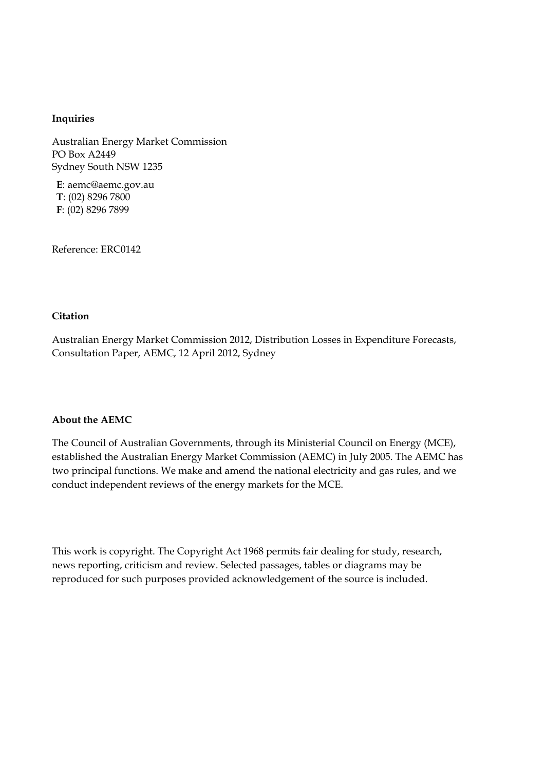**Inquiries**

Australian Energy Market Commission
PO Box A2449
Sydney South NSW 1235

**E**: aemc@aemc.gov.au
**T**: (02) 8296 7800
**F**: (02) 8296 7899

Reference: ERC0142

**Citation**

Australian Energy Market Commission 2012, Distribution Losses in Expenditure Forecasts, Consultation Paper, AEMC, 12 April 2012, Sydney

**About the AEMC**

The Council of Australian Governments, through its Ministerial Council on Energy (MCE), established the Australian Energy Market Commission (AEMC) in July 2005. The AEMC has two principal functions. We make and amend the national electricity and gas rules, and we conduct independent reviews of the energy markets for the MCE.

This work is copyright. The Copyright Act 1968 permits fair dealing for study, research, news reporting, criticism and review. Selected passages, tables or diagrams may be reproduced for such purposes provided acknowledgement of the source is included.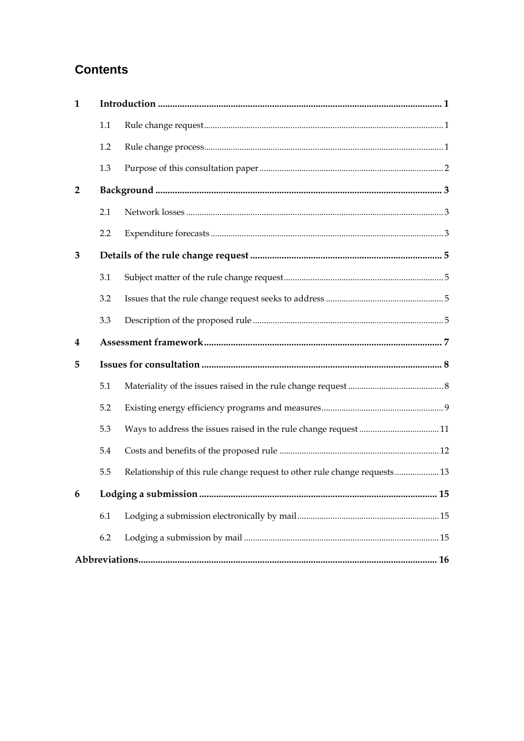# Contents

| | | | |
|---|---|---|---|
| **1** | **Introduction** | | **1** |
| | 1.1 | Rule change request | 1 |
| | 1.2 | Rule change process | 1 |
| | 1.3 | Purpose of this consultation paper | 2 |
| **2** | **Background** | | **3** |
| | 2.1 | Network losses | 3 |
| | 2.2 | Expenditure forecasts | 3 |
| **3** | **Details of the rule change request** | | **5** |
| | 3.1 | Subject matter of the rule change request | 5 |
| | 3.2 | Issues that the rule change request seeks to address | 5 |
| | 3.3 | Description of the proposed rule | 5 |
| **4** | **Assessment framework** | | **7** |
| **5** | **Issues for consultation** | | **8** |
| | 5.1 | Materiality of the issues raised in the rule change request | 8 |
| | 5.2 | Existing energy efficiency programs and measures | 9 |
| | 5.3 | Ways to address the issues raised in the rule change request | 11 |
| | 5.4 | Costs and benefits of the proposed rule | 12 |
| | 5.5 | Relationship of this rule change request to other rule change requests | 13 |
| **6** | **Lodging a submission** | | **15** |
| | 6.1 | Lodging a submission electronically by mail | 15 |
| | 6.2 | Lodging a submission by mail | 15 |
| **Abbreviations** | | | **16** |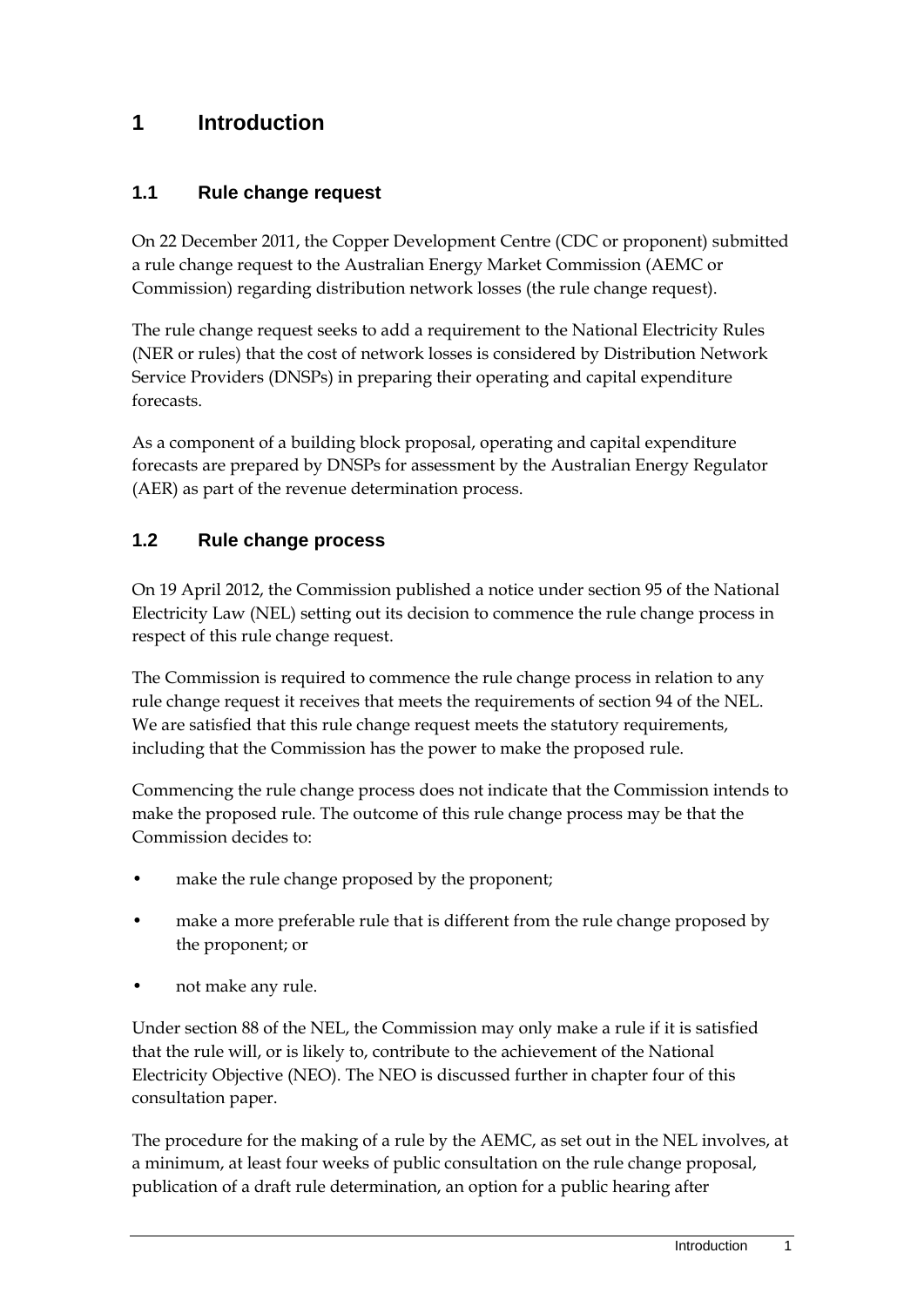# 1 Introduction

## 1.1 Rule change request

On 22 December 2011, the Copper Development Centre (CDC or proponent) submitted a rule change request to the Australian Energy Market Commission (AEMC or Commission) regarding distribution network losses (the rule change request).

The rule change request seeks to add a requirement to the National Electricity Rules (NER or rules) that the cost of network losses is considered by Distribution Network Service Providers (DNSPs) in preparing their operating and capital expenditure forecasts.

As a component of a building block proposal, operating and capital expenditure forecasts are prepared by DNSPs for assessment by the Australian Energy Regulator (AER) as part of the revenue determination process.

## 1.2 Rule change process

On 19 April 2012, the Commission published a notice under section 95 of the National Electricity Law (NEL) setting out its decision to commence the rule change process in respect of this rule change request.

The Commission is required to commence the rule change process in relation to any rule change request it receives that meets the requirements of section 94 of the NEL. We are satisfied that this rule change request meets the statutory requirements, including that the Commission has the power to make the proposed rule.

Commencing the rule change process does not indicate that the Commission intends to make the proposed rule. The outcome of this rule change process may be that the Commission decides to:

- make the rule change proposed by the proponent;
- make a more preferable rule that is different from the rule change proposed by the proponent; or
- not make any rule.

Under section 88 of the NEL, the Commission may only make a rule if it is satisfied that the rule will, or is likely to, contribute to the achievement of the National Electricity Objective (NEO). The NEO is discussed further in chapter four of this consultation paper.

The procedure for the making of a rule by the AEMC, as set out in the NEL involves, at a minimum, at least four weeks of public consultation on the rule change proposal, publication of a draft rule determination, an option for a public hearing after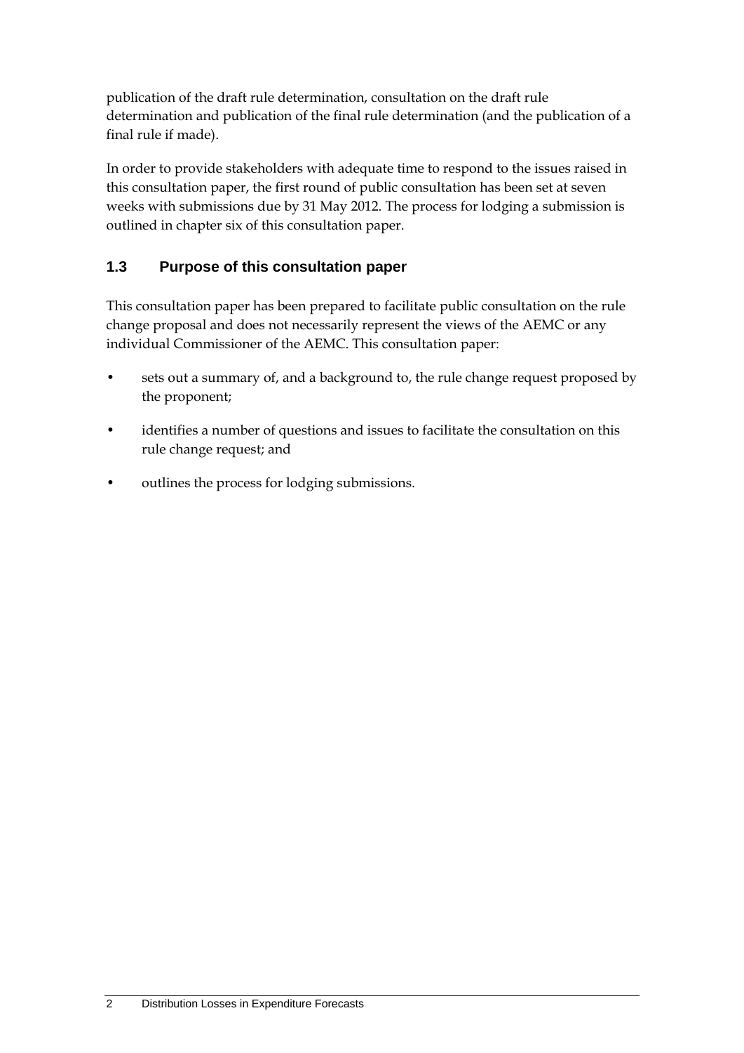publication of the draft rule determination, consultation on the draft rule determination and publication of the final rule determination (and the publication of a final rule if made).

In order to provide stakeholders with adequate time to respond to the issues raised in this consultation paper, the first round of public consultation has been set at seven weeks with submissions due by 31 May 2012. The process for lodging a submission is outlined in chapter six of this consultation paper.

### 1.3 Purpose of this consultation paper

This consultation paper has been prepared to facilitate public consultation on the rule change proposal and does not necessarily represent the views of the AEMC or any individual Commissioner of the AEMC. This consultation paper:

- sets out a summary of, and a background to, the rule change request proposed by the proponent;
- identifies a number of questions and issues to facilitate the consultation on this rule change request; and
- outlines the process for lodging submissions.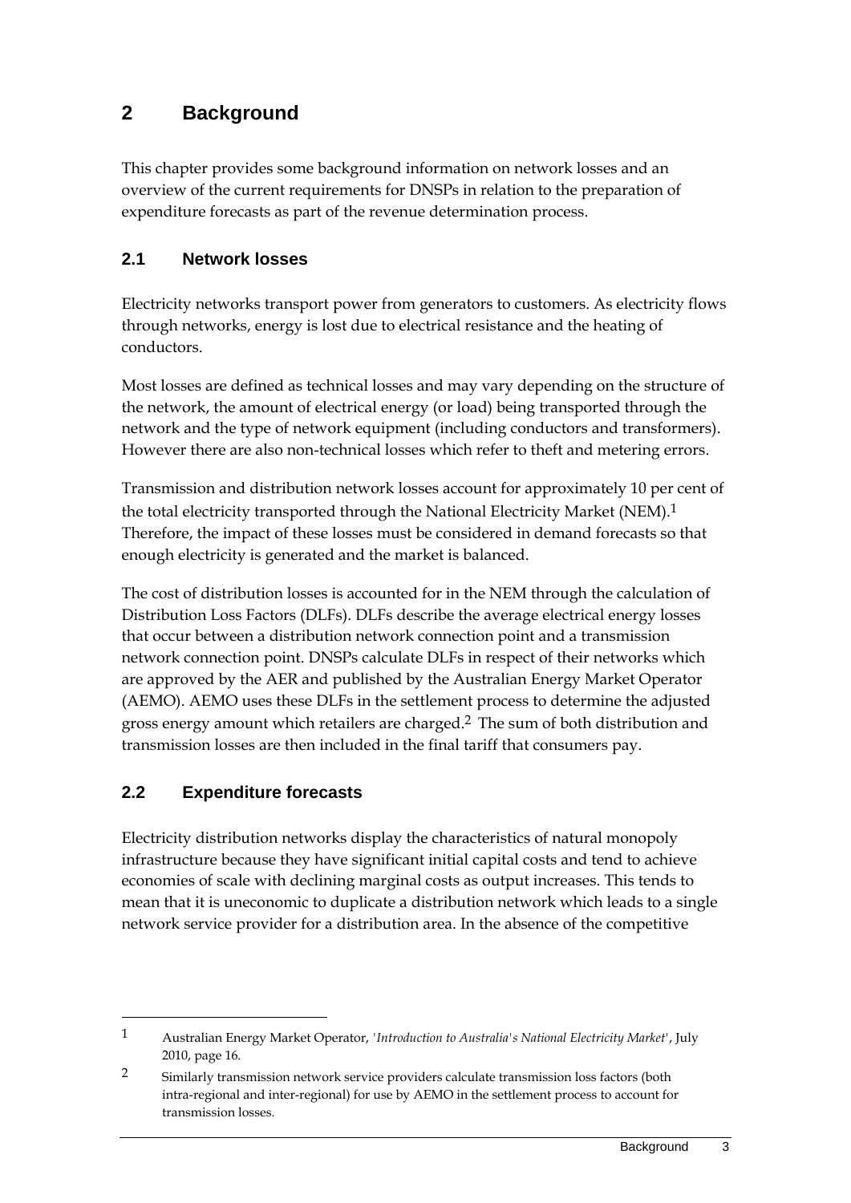# 2 Background

This chapter provides some background information on network losses and an overview of the current requirements for DNSPs in relation to the preparation of expenditure forecasts as part of the revenue determination process.

## 2.1 Network losses

Electricity networks transport power from generators to customers. As electricity flows through networks, energy is lost due to electrical resistance and the heating of conductors.

Most losses are defined as technical losses and may vary depending on the structure of the network, the amount of electrical energy (or load) being transported through the network and the type of network equipment (including conductors and transformers). However there are also non-technical losses which refer to theft and metering errors.

Transmission and distribution network losses account for approximately 10 per cent of the total electricity transported through the National Electricity Market (NEM).[1] Therefore, the impact of these losses must be considered in demand forecasts so that enough electricity is generated and the market is balanced.

The cost of distribution losses is accounted for in the NEM through the calculation of Distribution Loss Factors (DLFs). DLFs describe the average electrical energy losses that occur between a distribution network connection point and a transmission network connection point. DNSPs calculate DLFs in respect of their networks which are approved by the AER and published by the Australian Energy Market Operator (AEMO). AEMO uses these DLFs in the settlement process to determine the adjusted gross energy amount which retailers are charged.[2] The sum of both distribution and transmission losses are then included in the final tariff that consumers pay.

## 2.2 Expenditure forecasts

Electricity distribution networks display the characteristics of natural monopoly infrastructure because they have significant initial capital costs and tend to achieve economies of scale with declining marginal costs as output increases. This tends to mean that it is uneconomic to duplicate a distribution network which leads to a single network service provider for a distribution area. In the absence of the competitive

---

1 Australian Energy Market Operator, '*Introduction to Australia's National Electricity Market*', July 2010, page 16.

2 Similarly transmission network service providers calculate transmission loss factors (both intra-regional and inter-regional) for use by AEMO in the settlement process to account for transmission losses.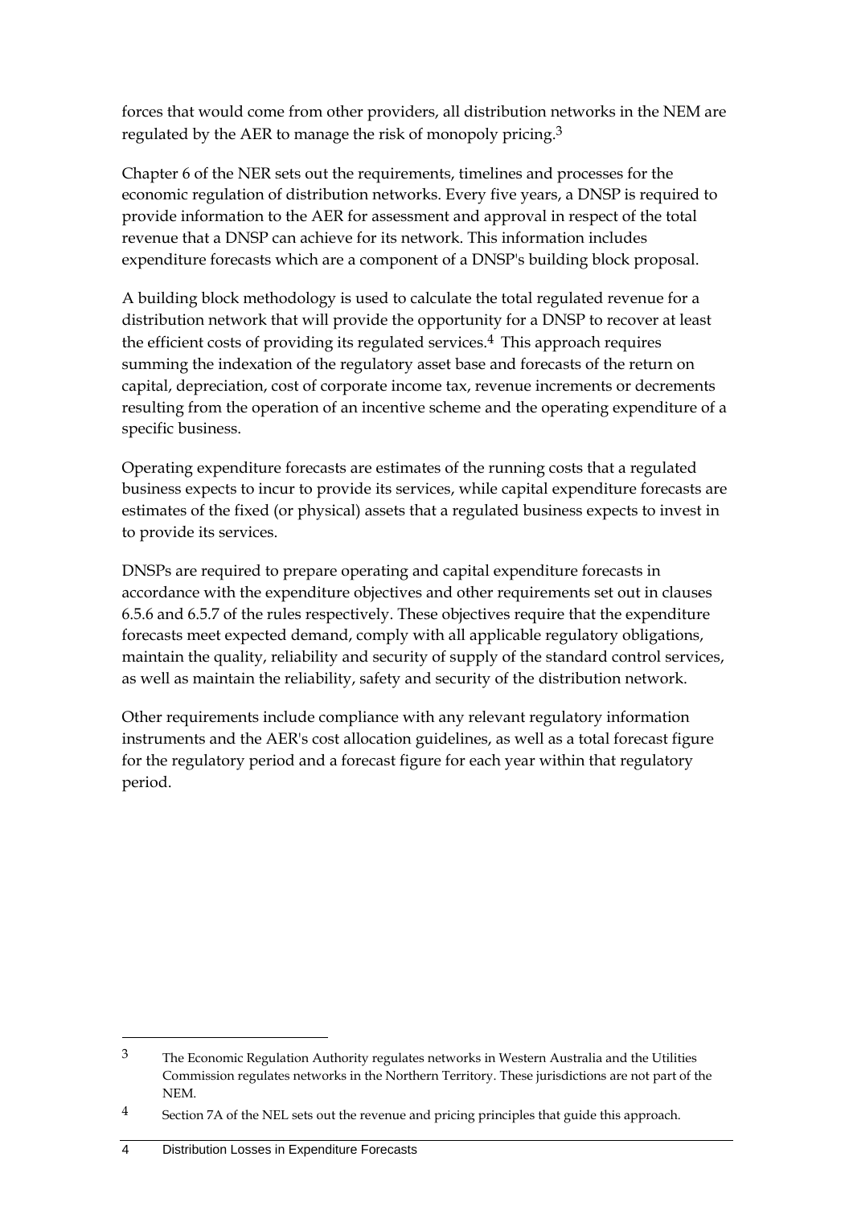forces that would come from other providers, all distribution networks in the NEM are regulated by the AER to manage the risk of monopoly pricing.[3]

Chapter 6 of the NER sets out the requirements, timelines and processes for the economic regulation of distribution networks. Every five years, a DNSP is required to provide information to the AER for assessment and approval in respect of the total revenue that a DNSP can achieve for its network. This information includes expenditure forecasts which are a component of a DNSP's building block proposal.

A building block methodology is used to calculate the total regulated revenue for a distribution network that will provide the opportunity for a DNSP to recover at least the efficient costs of providing its regulated services.[4] This approach requires summing the indexation of the regulatory asset base and forecasts of the return on capital, depreciation, cost of corporate income tax, revenue increments or decrements resulting from the operation of an incentive scheme and the operating expenditure of a specific business.

Operating expenditure forecasts are estimates of the running costs that a regulated business expects to incur to provide its services, while capital expenditure forecasts are estimates of the fixed (or physical) assets that a regulated business expects to invest in to provide its services.

DNSPs are required to prepare operating and capital expenditure forecasts in accordance with the expenditure objectives and other requirements set out in clauses 6.5.6 and 6.5.7 of the rules respectively. These objectives require that the expenditure forecasts meet expected demand, comply with all applicable regulatory obligations, maintain the quality, reliability and security of supply of the standard control services, as well as maintain the reliability, safety and security of the distribution network.

Other requirements include compliance with any relevant regulatory information instruments and the AER's cost allocation guidelines, as well as a total forecast figure for the regulatory period and a forecast figure for each year within that regulatory period.

---

[3] The Economic Regulation Authority regulates networks in Western Australia and the Utilities Commission regulates networks in the Northern Territory. These jurisdictions are not part of the NEM.

[4] Section 7A of the NEL sets out the revenue and pricing principles that guide this approach.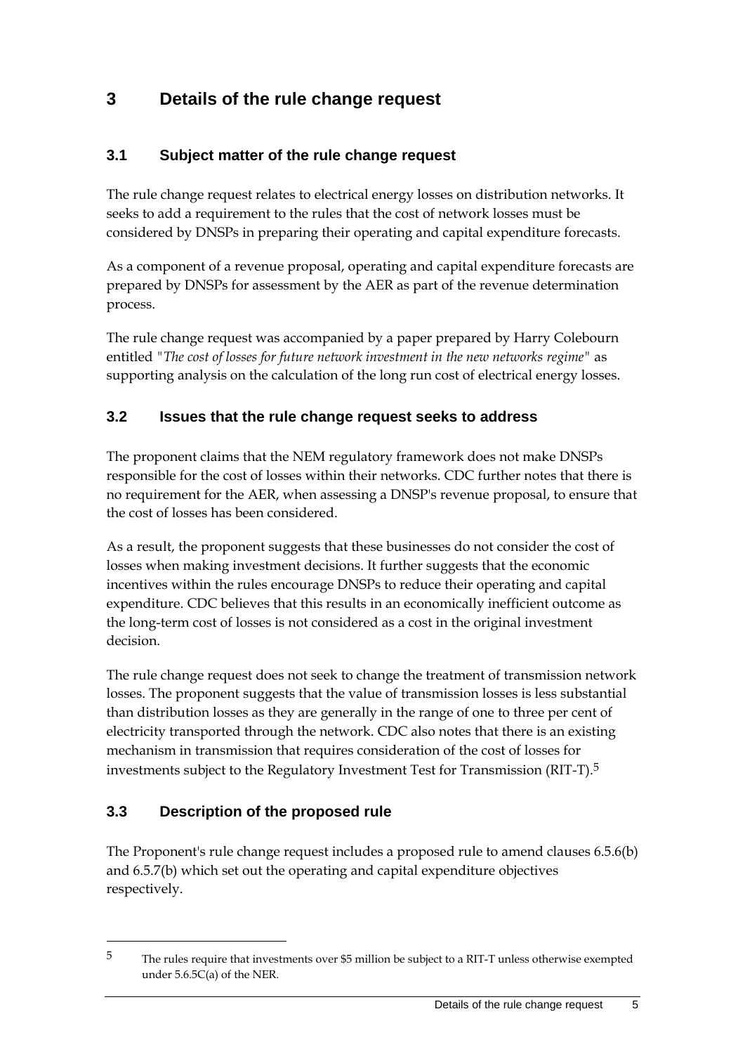# 3 Details of the rule change request

## 3.1 Subject matter of the rule change request

The rule change request relates to electrical energy losses on distribution networks. It seeks to add a requirement to the rules that the cost of network losses must be considered by DNSPs in preparing their operating and capital expenditure forecasts.

As a component of a revenue proposal, operating and capital expenditure forecasts are prepared by DNSPs for assessment by the AER as part of the revenue determination process.

The rule change request was accompanied by a paper prepared by Harry Colebourn entitled "*The cost of losses for future network investment in the new networks regime*" as supporting analysis on the calculation of the long run cost of electrical energy losses.

## 3.2 Issues that the rule change request seeks to address

The proponent claims that the NEM regulatory framework does not make DNSPs responsible for the cost of losses within their networks. CDC further notes that there is no requirement for the AER, when assessing a DNSP's revenue proposal, to ensure that the cost of losses has been considered.

As a result, the proponent suggests that these businesses do not consider the cost of losses when making investment decisions. It further suggests that the economic incentives within the rules encourage DNSPs to reduce their operating and capital expenditure. CDC believes that this results in an economically inefficient outcome as the long-term cost of losses is not considered as a cost in the original investment decision.

The rule change request does not seek to change the treatment of transmission network losses. The proponent suggests that the value of transmission losses is less substantial than distribution losses as they are generally in the range of one to three per cent of electricity transported through the network. CDC also notes that there is an existing mechanism in transmission that requires consideration of the cost of losses for investments subject to the Regulatory Investment Test for Transmission (RIT-T).[5]

## 3.3 Description of the proposed rule

The Proponent's rule change request includes a proposed rule to amend clauses 6.5.6(b) and 6.5.7(b) which set out the operating and capital expenditure objectives respectively.

---

[5] The rules require that investments over $5 million be subject to a RIT-T unless otherwise exempted under 5.6.5C(a) of the NER.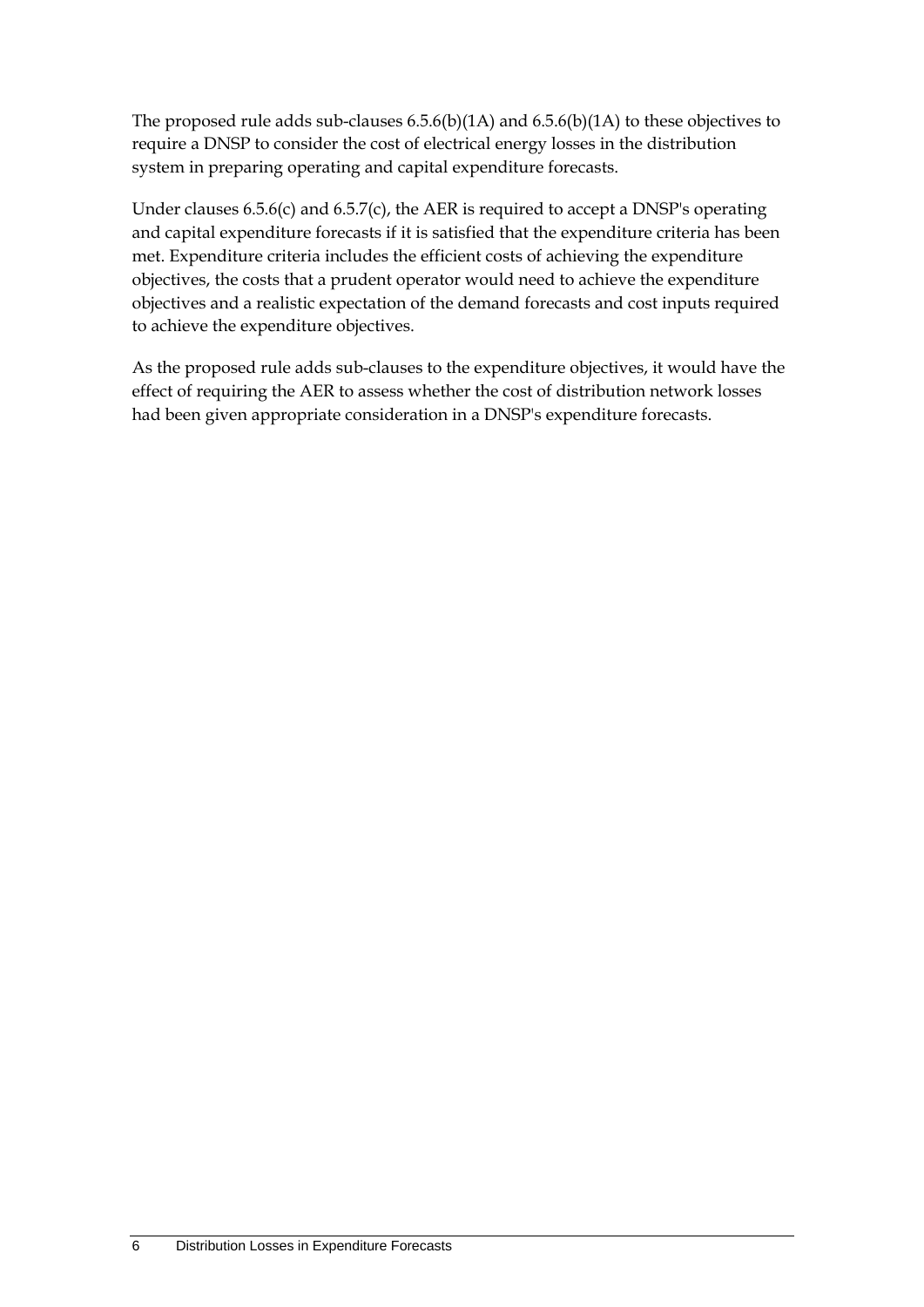The proposed rule adds sub-clauses 6.5.6(b)(1A) and 6.5.6(b)(1A) to these objectives to require a DNSP to consider the cost of electrical energy losses in the distribution system in preparing operating and capital expenditure forecasts.

Under clauses 6.5.6(c) and 6.5.7(c), the AER is required to accept a DNSP's operating and capital expenditure forecasts if it is satisfied that the expenditure criteria has been met. Expenditure criteria includes the efficient costs of achieving the expenditure objectives, the costs that a prudent operator would need to achieve the expenditure objectives and a realistic expectation of the demand forecasts and cost inputs required to achieve the expenditure objectives.

As the proposed rule adds sub-clauses to the expenditure objectives, it would have the effect of requiring the AER to assess whether the cost of distribution network losses had been given appropriate consideration in a DNSP's expenditure forecasts.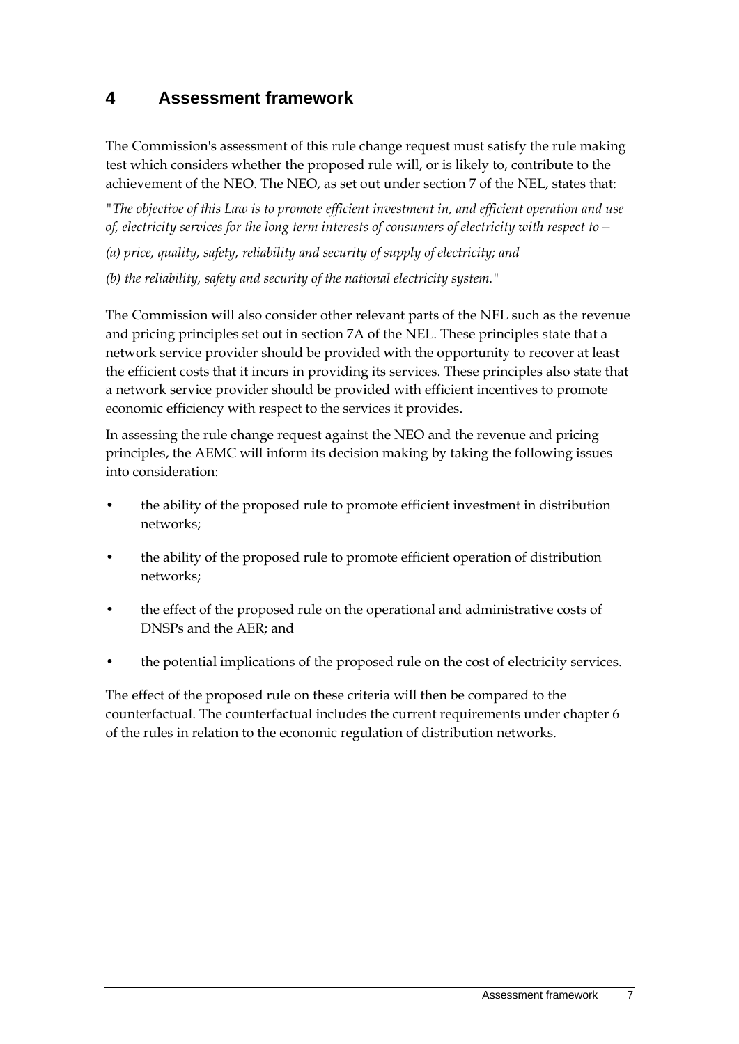# 4 Assessment framework

The Commission's assessment of this rule change request must satisfy the rule making test which considers whether the proposed rule will, or is likely to, contribute to the achievement of the NEO. The NEO, as set out under section 7 of the NEL, states that:

*"The objective of this Law is to promote efficient investment in, and efficient operation and use of, electricity services for the long term interests of consumers of electricity with respect to—*

*(a) price, quality, safety, reliability and security of supply of electricity; and*

*(b) the reliability, safety and security of the national electricity system."*

The Commission will also consider other relevant parts of the NEL such as the revenue and pricing principles set out in section 7A of the NEL. These principles state that a network service provider should be provided with the opportunity to recover at least the efficient costs that it incurs in providing its services. These principles also state that a network service provider should be provided with efficient incentives to promote economic efficiency with respect to the services it provides.

In assessing the rule change request against the NEO and the revenue and pricing principles, the AEMC will inform its decision making by taking the following issues into consideration:

- the ability of the proposed rule to promote efficient investment in distribution networks;
- the ability of the proposed rule to promote efficient operation of distribution networks;
- the effect of the proposed rule on the operational and administrative costs of DNSPs and the AER; and
- the potential implications of the proposed rule on the cost of electricity services.

The effect of the proposed rule on these criteria will then be compared to the counterfactual. The counterfactual includes the current requirements under chapter 6 of the rules in relation to the economic regulation of distribution networks.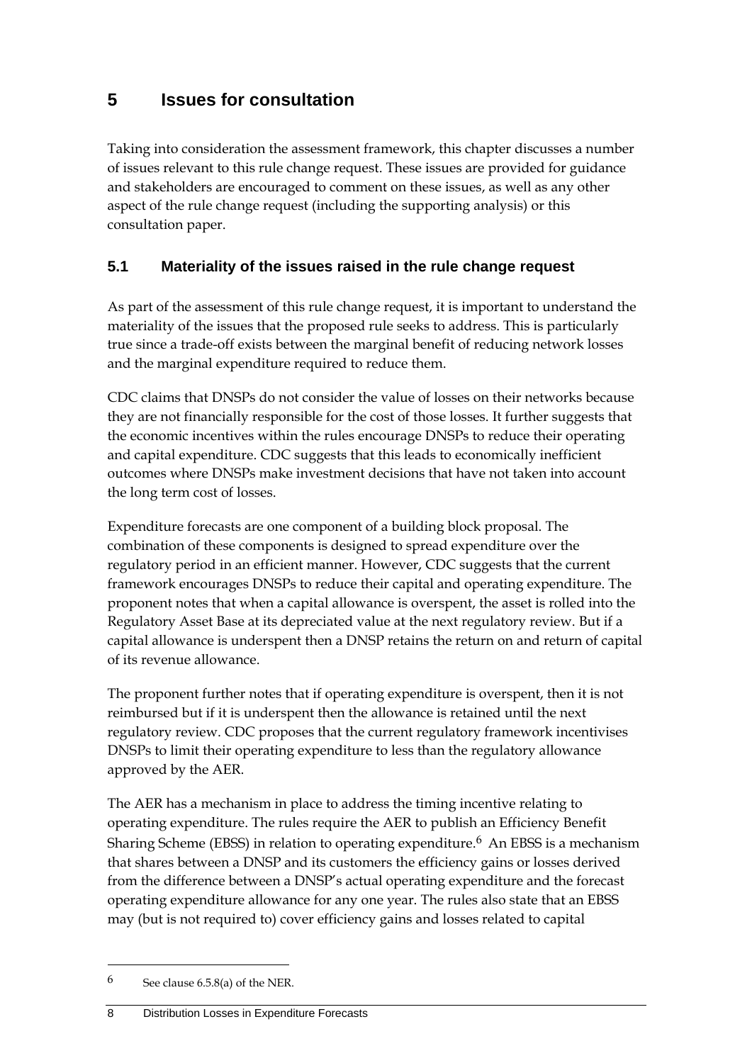# 5 Issues for consultation

Taking into consideration the assessment framework, this chapter discusses a number of issues relevant to this rule change request. These issues are provided for guidance and stakeholders are encouraged to comment on these issues, as well as any other aspect of the rule change request (including the supporting analysis) or this consultation paper.

## 5.1 Materiality of the issues raised in the rule change request

As part of the assessment of this rule change request, it is important to understand the materiality of the issues that the proposed rule seeks to address. This is particularly true since a trade-off exists between the marginal benefit of reducing network losses and the marginal expenditure required to reduce them.

CDC claims that DNSPs do not consider the value of losses on their networks because they are not financially responsible for the cost of those losses. It further suggests that the economic incentives within the rules encourage DNSPs to reduce their operating and capital expenditure. CDC suggests that this leads to economically inefficient outcomes where DNSPs make investment decisions that have not taken into account the long term cost of losses.

Expenditure forecasts are one component of a building block proposal. The combination of these components is designed to spread expenditure over the regulatory period in an efficient manner. However, CDC suggests that the current framework encourages DNSPs to reduce their capital and operating expenditure. The proponent notes that when a capital allowance is overspent, the asset is rolled into the Regulatory Asset Base at its depreciated value at the next regulatory review. But if a capital allowance is underspent then a DNSP retains the return on and return of capital of its revenue allowance.

The proponent further notes that if operating expenditure is overspent, then it is not reimbursed but if it is underspent then the allowance is retained until the next regulatory review. CDC proposes that the current regulatory framework incentivises DNSPs to limit their operating expenditure to less than the regulatory allowance approved by the AER.

The AER has a mechanism in place to address the timing incentive relating to operating expenditure. The rules require the AER to publish an Efficiency Benefit Sharing Scheme (EBSS) in relation to operating expenditure.[6] An EBSS is a mechanism that shares between a DNSP and its customers the efficiency gains or losses derived from the difference between a DNSP's actual operating expenditure and the forecast operating expenditure allowance for any one year. The rules also state that an EBSS may (but is not required to) cover efficiency gains and losses related to capital

---

[6] See clause 6.5.8(a) of the NER.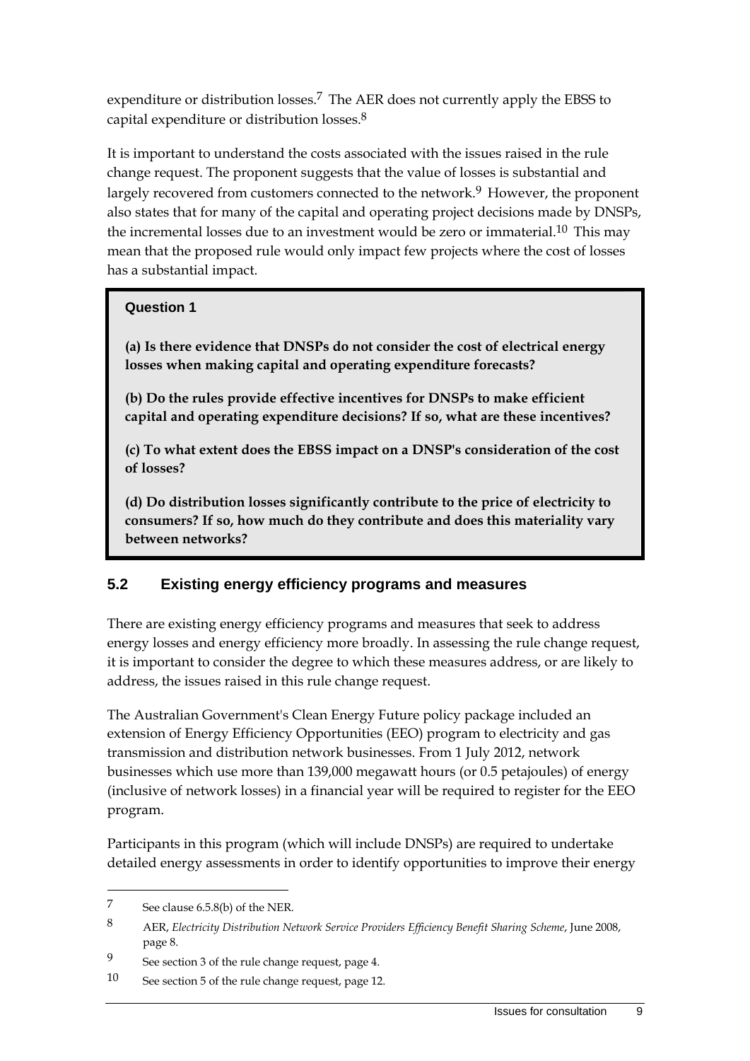expenditure or distribution losses.[7] The AER does not currently apply the EBSS to capital expenditure or distribution losses.[8]

It is important to understand the costs associated with the issues raised in the rule change request. The proponent suggests that the value of losses is substantial and largely recovered from customers connected to the network.[9] However, the proponent also states that for many of the capital and operating project decisions made by DNSPs, the incremental losses due to an investment would be zero or immaterial.[10] This may mean that the proposed rule would only impact few projects where the cost of losses has a substantial impact.

> **Question 1**
>
> **(a) Is there evidence that DNSPs do not consider the cost of electrical energy losses when making capital and operating expenditure forecasts?**
>
> **(b) Do the rules provide effective incentives for DNSPs to make efficient capital and operating expenditure decisions? If so, what are these incentives?**
>
> **(c) To what extent does the EBSS impact on a DNSP's consideration of the cost of losses?**
>
> **(d) Do distribution losses significantly contribute to the price of electricity to consumers? If so, how much do they contribute and does this materiality vary between networks?**

## 5.2 Existing energy efficiency programs and measures

There are existing energy efficiency programs and measures that seek to address energy losses and energy efficiency more broadly. In assessing the rule change request, it is important to consider the degree to which these measures address, or are likely to address, the issues raised in this rule change request.

The Australian Government's Clean Energy Future policy package included an extension of Energy Efficiency Opportunities (EEO) program to electricity and gas transmission and distribution network businesses. From 1 July 2012, network businesses which use more than 139,000 megawatt hours (or 0.5 petajoules) of energy (inclusive of network losses) in a financial year will be required to register for the EEO program.

Participants in this program (which will include DNSPs) are required to undertake detailed energy assessments in order to identify opportunities to improve their energy

---

7 See clause 6.5.8(b) of the NER.

8 AER, *Electricity Distribution Network Service Providers Efficiency Benefit Sharing Scheme*, June 2008, page 8.

9 See section 3 of the rule change request, page 4.

10 See section 5 of the rule change request, page 12.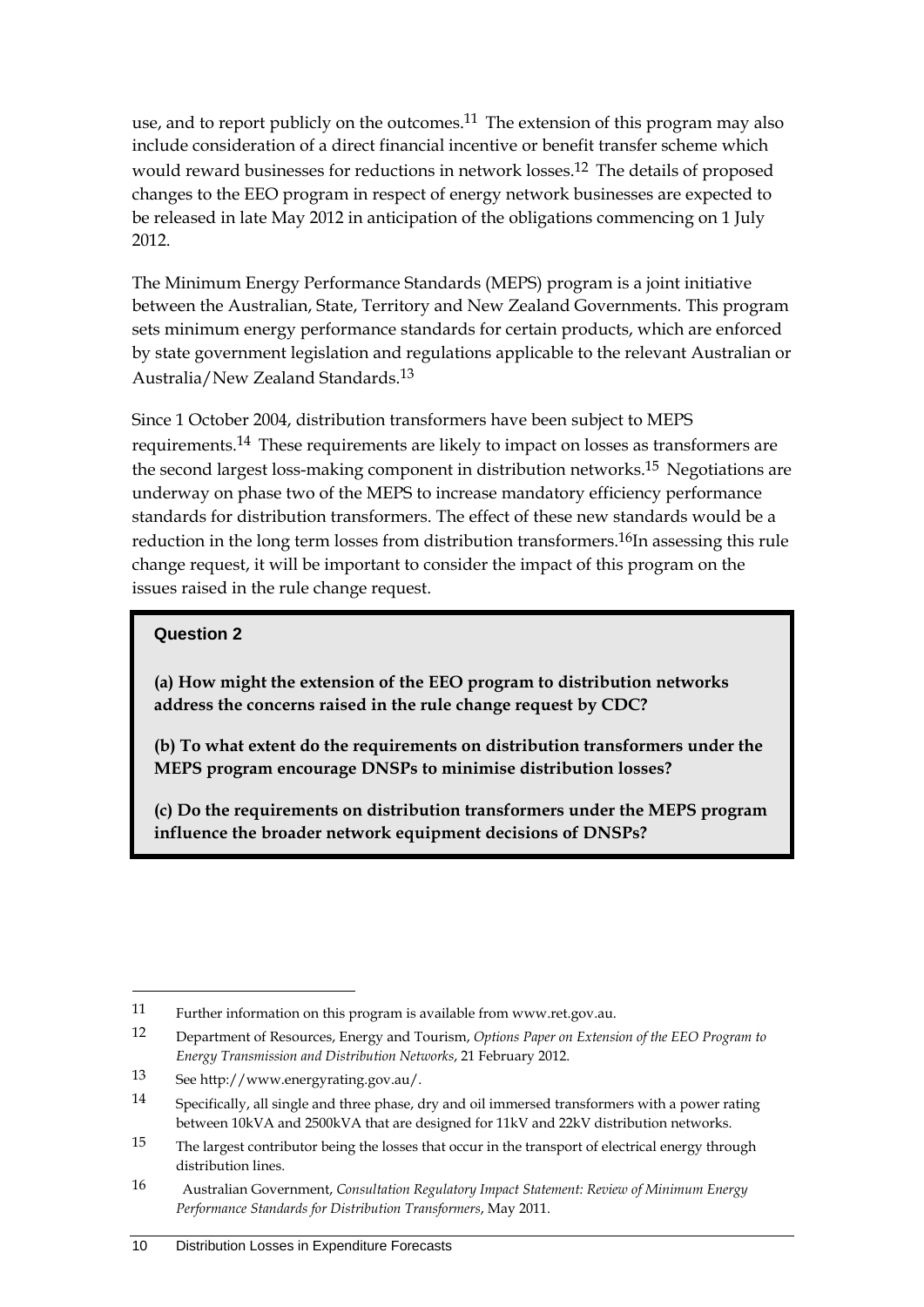use, and to report publicly on the outcomes.[11] The extension of this program may also include consideration of a direct financial incentive or benefit transfer scheme which would reward businesses for reductions in network losses.[12] The details of proposed changes to the EEO program in respect of energy network businesses are expected to be released in late May 2012 in anticipation of the obligations commencing on 1 July 2012.

The Minimum Energy Performance Standards (MEPS) program is a joint initiative between the Australian, State, Territory and New Zealand Governments. This program sets minimum energy performance standards for certain products, which are enforced by state government legislation and regulations applicable to the relevant Australian or Australia/New Zealand Standards.[13]

Since 1 October 2004, distribution transformers have been subject to MEPS requirements.[14] These requirements are likely to impact on losses as transformers are the second largest loss-making component in distribution networks.[15] Negotiations are underway on phase two of the MEPS to increase mandatory efficiency performance standards for distribution transformers. The effect of these new standards would be a reduction in the long term losses from distribution transformers.[16]In assessing this rule change request, it will be important to consider the impact of this program on the issues raised in the rule change request.

> **Question 2**
>
> **(a) How might the extension of the EEO program to distribution networks address the concerns raised in the rule change request by CDC?**
>
> **(b) To what extent do the requirements on distribution transformers under the MEPS program encourage DNSPs to minimise distribution losses?**
>
> **(c) Do the requirements on distribution transformers under the MEPS program influence the broader network equipment decisions of DNSPs?**

---

11 Further information on this program is available from www.ret.gov.au.

12 Department of Resources, Energy and Tourism, *Options Paper on Extension of the EEO Program to Energy Transmission and Distribution Networks*, 21 February 2012.

13 See http://www.energyrating.gov.au/.

14 Specifically, all single and three phase, dry and oil immersed transformers with a power rating between 10kVA and 2500kVA that are designed for 11kV and 22kV distribution networks.

15 The largest contributor being the losses that occur in the transport of electrical energy through distribution lines.

16 Australian Government, *Consultation Regulatory Impact Statement: Review of Minimum Energy Performance Standards for Distribution Transformers*, May 2011.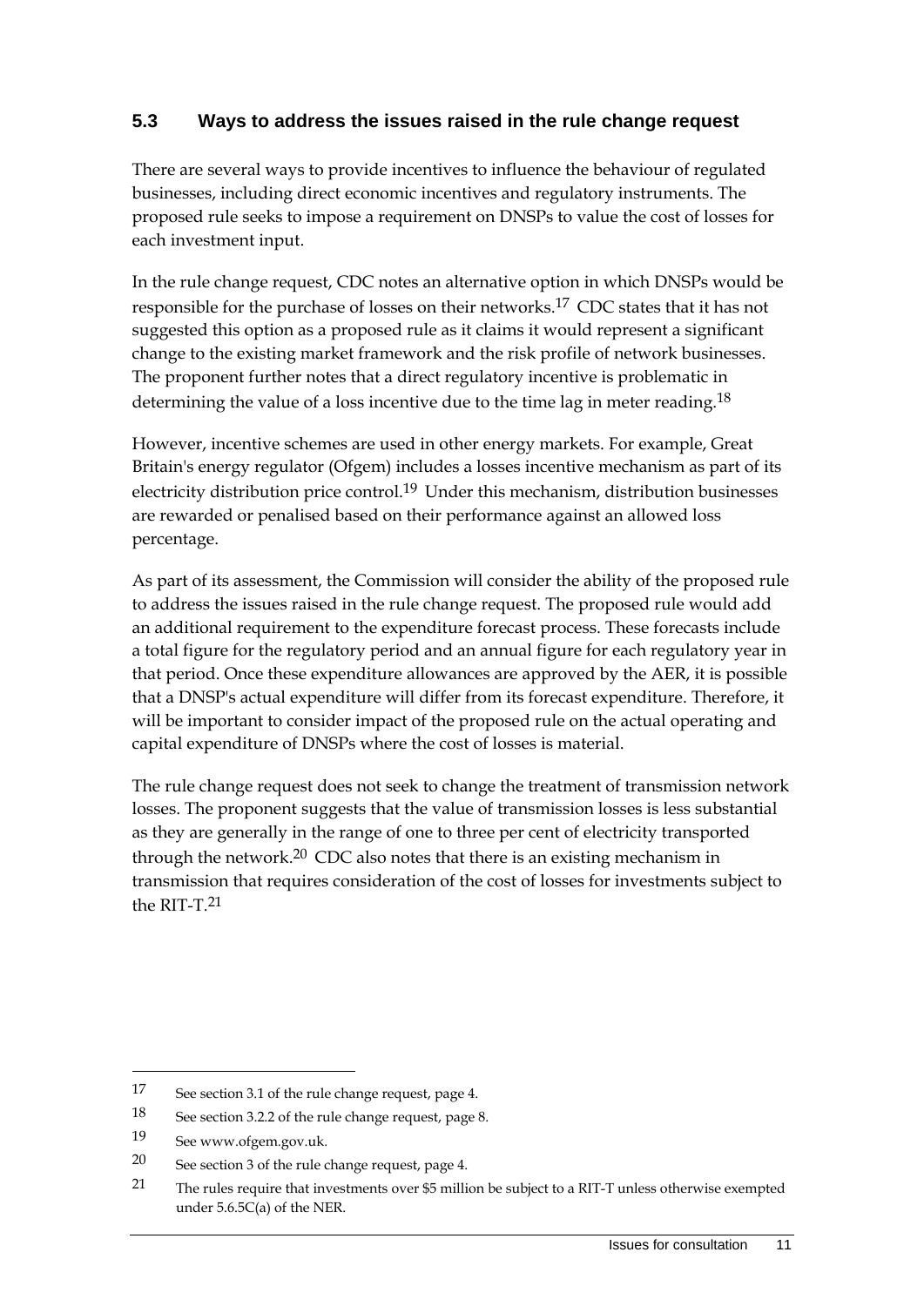## 5.3 Ways to address the issues raised in the rule change request

There are several ways to provide incentives to influence the behaviour of regulated businesses, including direct economic incentives and regulatory instruments. The proposed rule seeks to impose a requirement on DNSPs to value the cost of losses for each investment input.

In the rule change request, CDC notes an alternative option in which DNSPs would be responsible for the purchase of losses on their networks.[17] CDC states that it has not suggested this option as a proposed rule as it claims it would represent a significant change to the existing market framework and the risk profile of network businesses. The proponent further notes that a direct regulatory incentive is problematic in determining the value of a loss incentive due to the time lag in meter reading.[18]

However, incentive schemes are used in other energy markets. For example, Great Britain's energy regulator (Ofgem) includes a losses incentive mechanism as part of its electricity distribution price control.[19] Under this mechanism, distribution businesses are rewarded or penalised based on their performance against an allowed loss percentage.

As part of its assessment, the Commission will consider the ability of the proposed rule to address the issues raised in the rule change request. The proposed rule would add an additional requirement to the expenditure forecast process. These forecasts include a total figure for the regulatory period and an annual figure for each regulatory year in that period. Once these expenditure allowances are approved by the AER, it is possible that a DNSP's actual expenditure will differ from its forecast expenditure. Therefore, it will be important to consider impact of the proposed rule on the actual operating and capital expenditure of DNSPs where the cost of losses is material.

The rule change request does not seek to change the treatment of transmission network losses. The proponent suggests that the value of transmission losses is less substantial as they are generally in the range of one to three per cent of electricity transported through the network.[20] CDC also notes that there is an existing mechanism in transmission that requires consideration of the cost of losses for investments subject to the RIT-T.[21]

---

17 See section 3.1 of the rule change request, page 4.

18 See section 3.2.2 of the rule change request, page 8.

19 See www.ofgem.gov.uk.

20 See section 3 of the rule change request, page 4.

21 The rules require that investments over $5 million be subject to a RIT-T unless otherwise exempted under 5.6.5C(a) of the NER.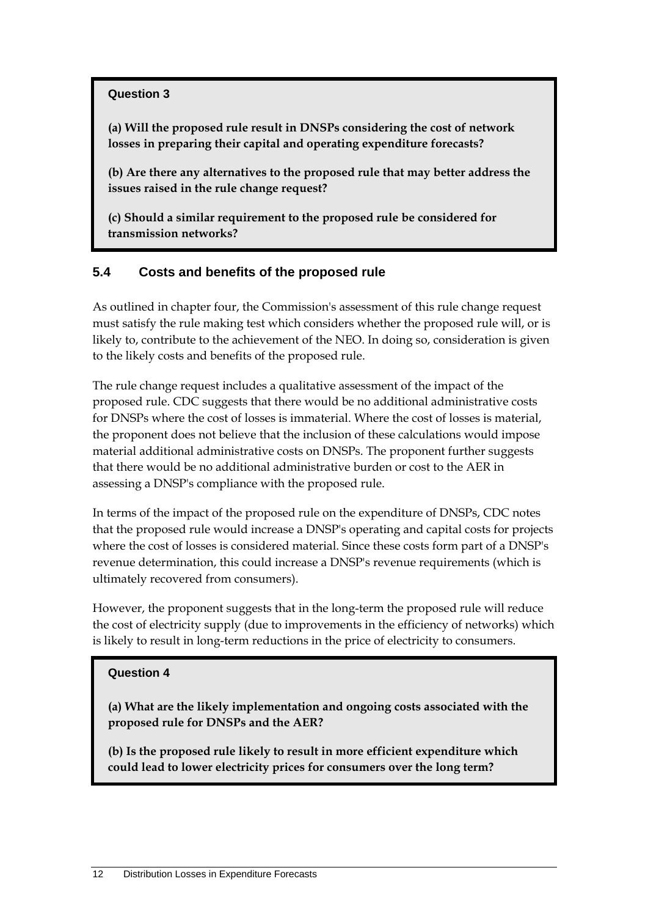**Question 3**

**(a) Will the proposed rule result in DNSPs considering the cost of network losses in preparing their capital and operating expenditure forecasts?**

**(b) Are there any alternatives to the proposed rule that may better address the issues raised in the rule change request?**

**(c) Should a similar requirement to the proposed rule be considered for transmission networks?**

## 5.4 Costs and benefits of the proposed rule

As outlined in chapter four, the Commission's assessment of this rule change request must satisfy the rule making test which considers whether the proposed rule will, or is likely to, contribute to the achievement of the NEO. In doing so, consideration is given to the likely costs and benefits of the proposed rule.

The rule change request includes a qualitative assessment of the impact of the proposed rule. CDC suggests that there would be no additional administrative costs for DNSPs where the cost of losses is immaterial. Where the cost of losses is material, the proponent does not believe that the inclusion of these calculations would impose material additional administrative costs on DNSPs. The proponent further suggests that there would be no additional administrative burden or cost to the AER in assessing a DNSP's compliance with the proposed rule.

In terms of the impact of the proposed rule on the expenditure of DNSPs, CDC notes that the proposed rule would increase a DNSP's operating and capital costs for projects where the cost of losses is considered material. Since these costs form part of a DNSP's revenue determination, this could increase a DNSP's revenue requirements (which is ultimately recovered from consumers).

However, the proponent suggests that in the long-term the proposed rule will reduce the cost of electricity supply (due to improvements in the efficiency of networks) which is likely to result in long-term reductions in the price of electricity to consumers.

**Question 4**

**(a) What are the likely implementation and ongoing costs associated with the proposed rule for DNSPs and the AER?**

**(b) Is the proposed rule likely to result in more efficient expenditure which could lead to lower electricity prices for consumers over the long term?**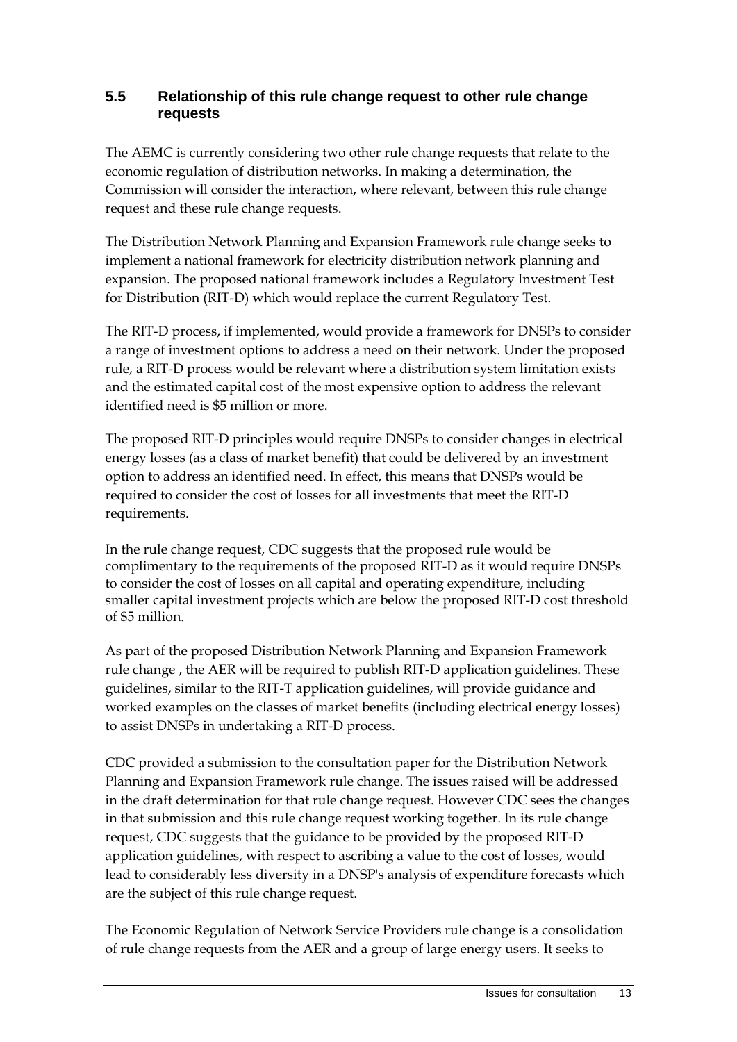## 5.5 Relationship of this rule change request to other rule change requests

The AEMC is currently considering two other rule change requests that relate to the economic regulation of distribution networks. In making a determination, the Commission will consider the interaction, where relevant, between this rule change request and these rule change requests.

The Distribution Network Planning and Expansion Framework rule change seeks to implement a national framework for electricity distribution network planning and expansion. The proposed national framework includes a Regulatory Investment Test for Distribution (RIT-D) which would replace the current Regulatory Test.

The RIT-D process, if implemented, would provide a framework for DNSPs to consider a range of investment options to address a need on their network. Under the proposed rule, a RIT-D process would be relevant where a distribution system limitation exists and the estimated capital cost of the most expensive option to address the relevant identified need is $5 million or more.

The proposed RIT-D principles would require DNSPs to consider changes in electrical energy losses (as a class of market benefit) that could be delivered by an investment option to address an identified need. In effect, this means that DNSPs would be required to consider the cost of losses for all investments that meet the RIT-D requirements.

In the rule change request, CDC suggests that the proposed rule would be complimentary to the requirements of the proposed RIT-D as it would require DNSPs to consider the cost of losses on all capital and operating expenditure, including smaller capital investment projects which are below the proposed RIT-D cost threshold of $5 million.

As part of the proposed Distribution Network Planning and Expansion Framework rule change , the AER will be required to publish RIT-D application guidelines. These guidelines, similar to the RIT-T application guidelines, will provide guidance and worked examples on the classes of market benefits (including electrical energy losses) to assist DNSPs in undertaking a RIT-D process.

CDC provided a submission to the consultation paper for the Distribution Network Planning and Expansion Framework rule change. The issues raised will be addressed in the draft determination for that rule change request. However CDC sees the changes in that submission and this rule change request working together. In its rule change request, CDC suggests that the guidance to be provided by the proposed RIT-D application guidelines, with respect to ascribing a value to the cost of losses, would lead to considerably less diversity in a DNSP's analysis of expenditure forecasts which are the subject of this rule change request.

The Economic Regulation of Network Service Providers rule change is a consolidation of rule change requests from the AER and a group of large energy users. It seeks to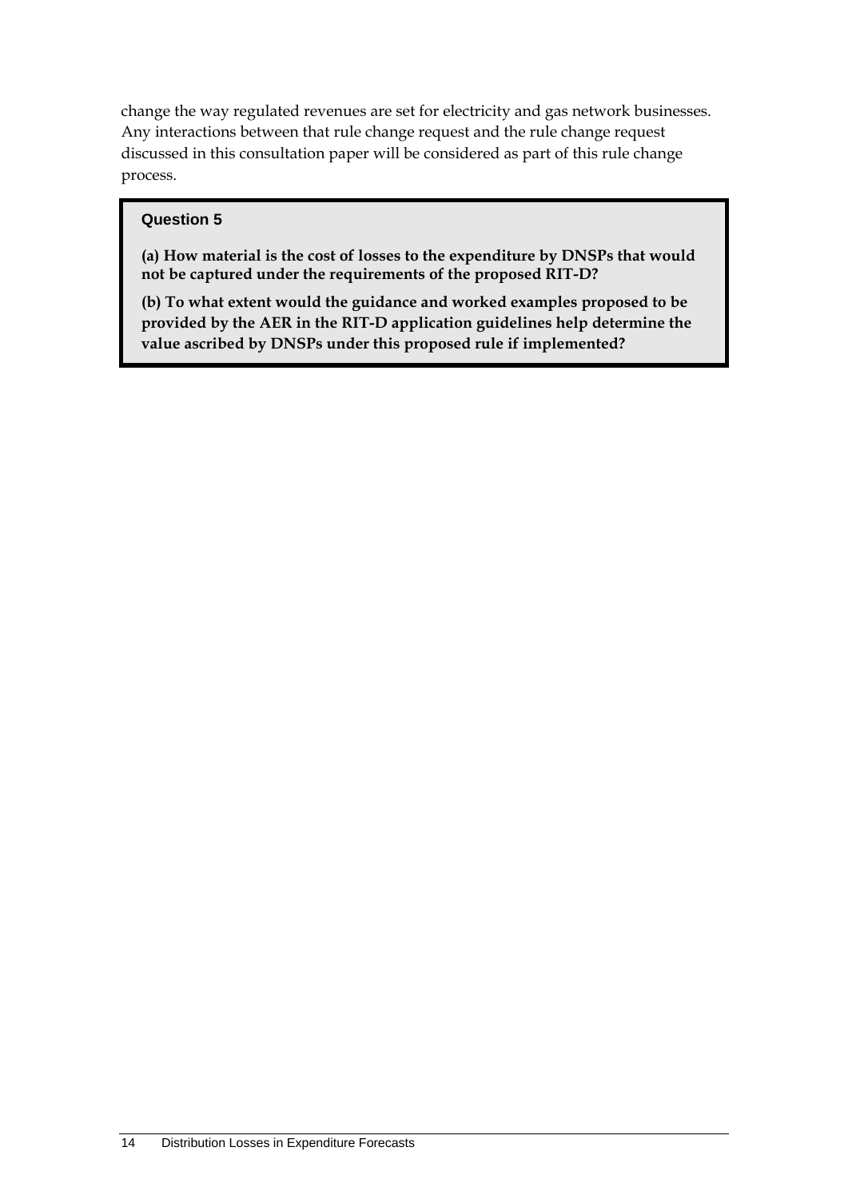change the way regulated revenues are set for electricity and gas network businesses. Any interactions between that rule change request and the rule change request discussed in this consultation paper will be considered as part of this rule change process.

**Question 5**

**(a) How material is the cost of losses to the expenditure by DNSPs that would not be captured under the requirements of the proposed RIT-D?**

**(b) To what extent would the guidance and worked examples proposed to be provided by the AER in the RIT-D application guidelines help determine the value ascribed by DNSPs under this proposed rule if implemented?**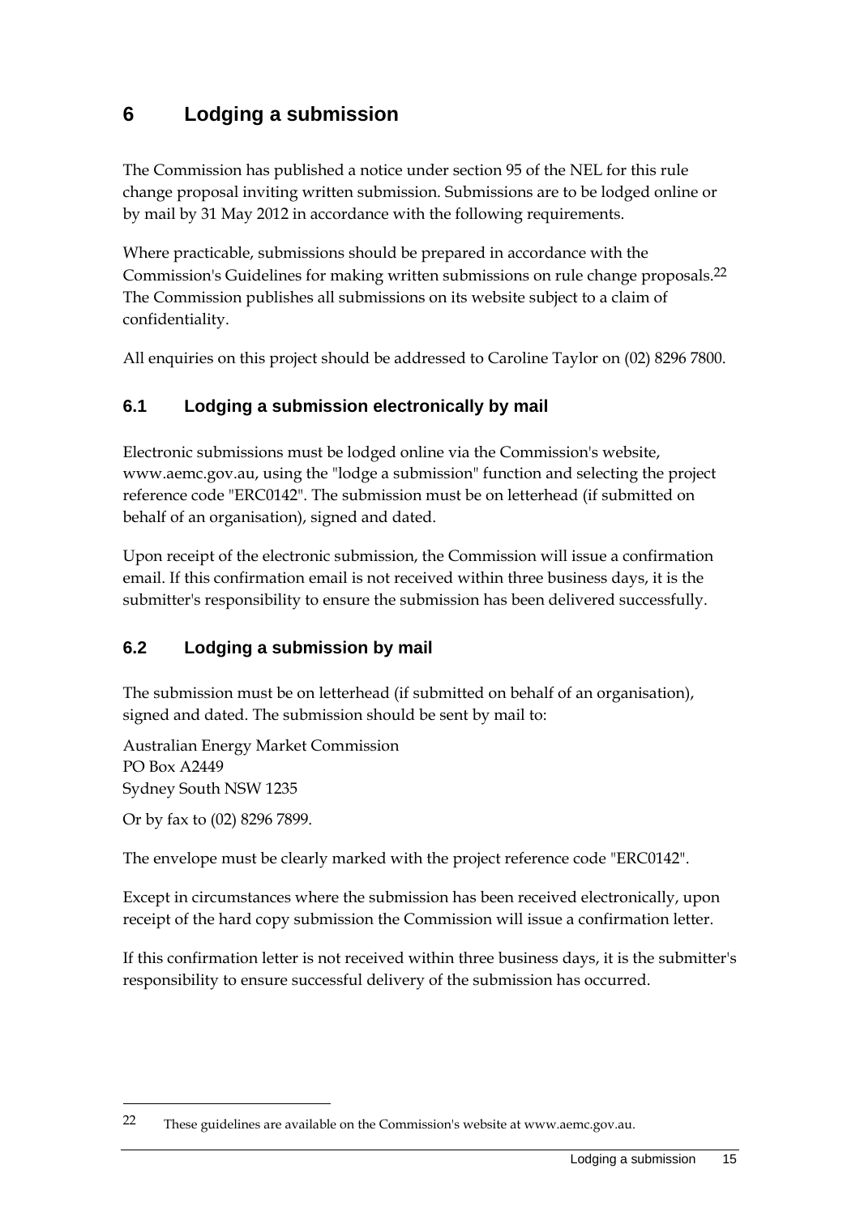# 6 Lodging a submission

The Commission has published a notice under section 95 of the NEL for this rule change proposal inviting written submission. Submissions are to be lodged online or by mail by 31 May 2012 in accordance with the following requirements.

Where practicable, submissions should be prepared in accordance with the Commission's Guidelines for making written submissions on rule change proposals.[22] The Commission publishes all submissions on its website subject to a claim of confidentiality.

All enquiries on this project should be addressed to Caroline Taylor on (02) 8296 7800.

## 6.1 Lodging a submission electronically by mail

Electronic submissions must be lodged online via the Commission's website, www.aemc.gov.au, using the "lodge a submission" function and selecting the project reference code "ERC0142". The submission must be on letterhead (if submitted on behalf of an organisation), signed and dated.

Upon receipt of the electronic submission, the Commission will issue a confirmation email. If this confirmation email is not received within three business days, it is the submitter's responsibility to ensure the submission has been delivered successfully.

## 6.2 Lodging a submission by mail

The submission must be on letterhead (if submitted on behalf of an organisation), signed and dated. The submission should be sent by mail to:

Australian Energy Market Commission
PO Box A2449
Sydney South NSW 1235

Or by fax to (02) 8296 7899.

The envelope must be clearly marked with the project reference code "ERC0142".

Except in circumstances where the submission has been received electronically, upon receipt of the hard copy submission the Commission will issue a confirmation letter.

If this confirmation letter is not received within three business days, it is the submitter's responsibility to ensure successful delivery of the submission has occurred.

---

[22] These guidelines are available on the Commission's website at www.aemc.gov.au.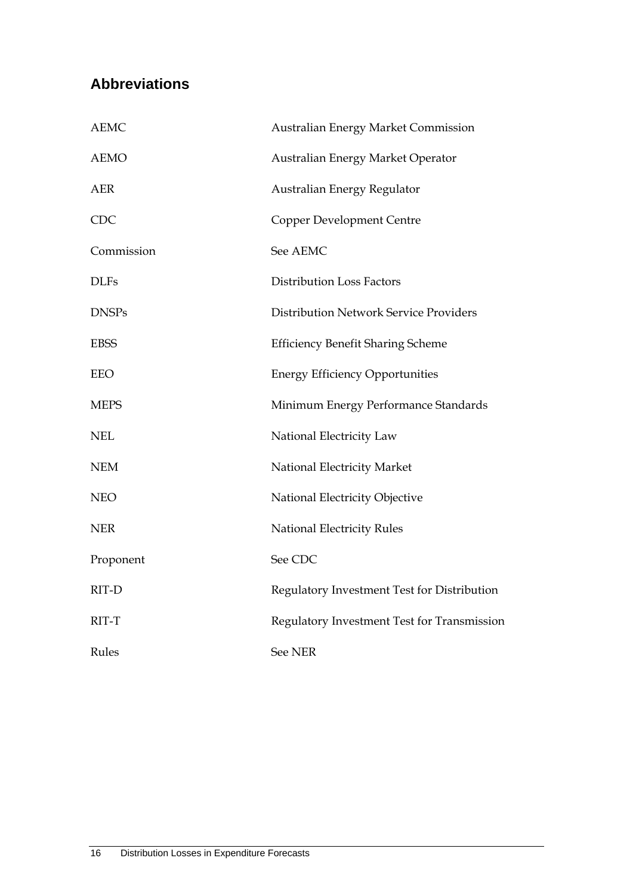## Abbreviations

| | |
|---|---|
| AEMC | Australian Energy Market Commission |
| AEMO | Australian Energy Market Operator |
| AER | Australian Energy Regulator |
| CDC | Copper Development Centre |
| Commission | See AEMC |
| DLFs | Distribution Loss Factors |
| DNSPs | Distribution Network Service Providers |
| EBSS | Efficiency Benefit Sharing Scheme |
| EEO | Energy Efficiency Opportunities |
| MEPS | Minimum Energy Performance Standards |
| NEL | National Electricity Law |
| NEM | National Electricity Market |
| NEO | National Electricity Objective |
| NER | National Electricity Rules |
| Proponent | See CDC |
| RIT-D | Regulatory Investment Test for Distribution |
| RIT-T | Regulatory Investment Test for Transmission |
| Rules | See NER |